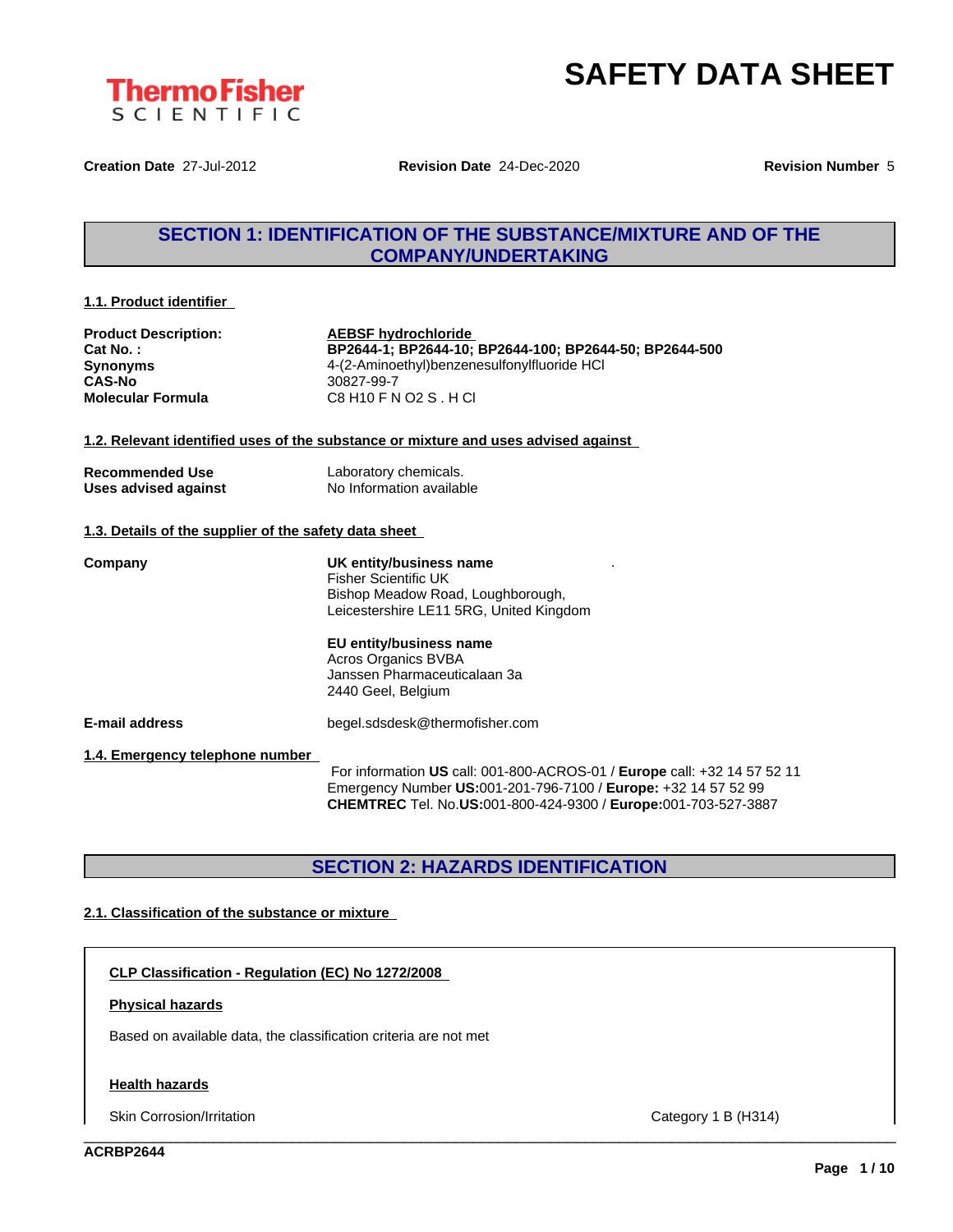# SAFETY DATA SHEET

**Creation Date** 27-Jul-2012 **Revision Date** 24-Dec-2020 **Revision Number** 5

## SECTION 1: IDENTIFICATION OF THE SUBSTANCE/MIXTURE AND OF THE COMPANY/UNDERTAKING

### 1.1. Product identifier

| | |
|---|---|
| **Product Description:** | **AEBSF hydrochloride** |
| **Cat No. :** | **BP2644-1; BP2644-10; BP2644-100; BP2644-50; BP2644-500** |
| **Synonyms** | 4-(2-Aminoethyl)benzenesulfonylfluoride HCl |
| **CAS-No** | 30827-99-7 |
| **Molecular Formula** | C8 H10 F N O2 S . H Cl |

### 1.2. Relevant identified uses of the substance or mixture and uses advised against

| | |
|---|---|
| **Recommended Use** | Laboratory chemicals. |
| **Uses advised against** | No Information available |

### 1.3. Details of the supplier of the safety data sheet

**Company**

**UK entity/business name**
Fisher Scientific UK
Bishop Meadow Road, Loughborough,
Leicestershire LE11 5RG, United Kingdom

**EU entity/business name**
Acros Organics BVBA
Janssen Pharmaceuticalaan 3a
2440 Geel, Belgium

**E-mail address** begel.sdsdesk@thermofisher.com

### 1.4. Emergency telephone number

For information **US** call: 001-800-ACROS-01 / **Europe** call: +32 14 57 52 11
Emergency Number **US:**001-201-796-7100 / **Europe:** +32 14 57 52 99
**CHEMTREC** Tel. No.**US:**001-800-424-9300 / **Europe:**001-703-527-3887

## SECTION 2: HAZARDS IDENTIFICATION

### 2.1. Classification of the substance or mixture

**CLP Classification - Regulation (EC) No 1272/2008**

**Physical hazards**

Based on available data, the classification criteria are not met

**Health hazards**

| | |
|---|---|
| Skin Corrosion/Irritation | Category 1 B (H314) |

ACRBP2644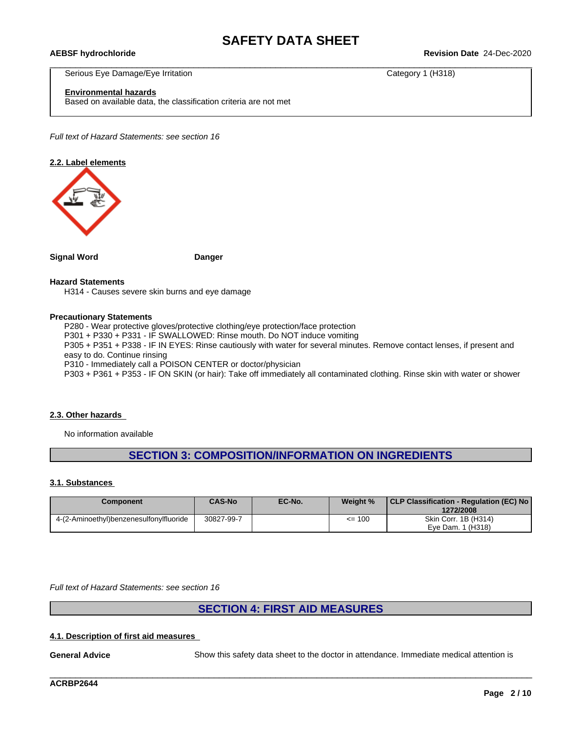| | |
|---|---|
| Serious Eye Damage/Eye Irritation | Category 1 (H318) |

**Environmental hazards**
Based on available data, the classification criteria are not met

*Full text of Hazard Statements: see section 16*

### 2.2. Label elements

**Signal Word** **Danger**

**Hazard Statements**
H314 - Causes severe skin burns and eye damage

**Precautionary Statements**
P280 - Wear protective gloves/protective clothing/eye protection/face protection
P301 + P330 + P331 - IF SWALLOWED: Rinse mouth. Do NOT induce vomiting
P305 + P351 + P338 - IF IN EYES: Rinse cautiously with water for several minutes. Remove contact lenses, if present and easy to do. Continue rinsing
P310 - Immediately call a POISON CENTER or doctor/physician
P303 + P361 + P353 - IF ON SKIN (or hair): Take off immediately all contaminated clothing. Rinse skin with water or shower

### 2.3. Other hazards

No information available

## SECTION 3: COMPOSITION/INFORMATION ON INGREDIENTS

### 3.1. Substances

| Component | CAS-No | EC-No. | Weight % | CLP Classification - Regulation (EC) No 1272/2008 |
|---|---|---|---|---|
| 4-(2-Aminoethyl)benzenesulfonylfluoride | 30827-99-7 | | <= 100 | Skin Corr. 1B (H314)<br>Eye Dam. 1 (H318) |

*Full text of Hazard Statements: see section 16*

## SECTION 4: FIRST AID MEASURES

### 4.1. Description of first aid measures

**General Advice** Show this safety data sheet to the doctor in attendance. Immediate medical attention is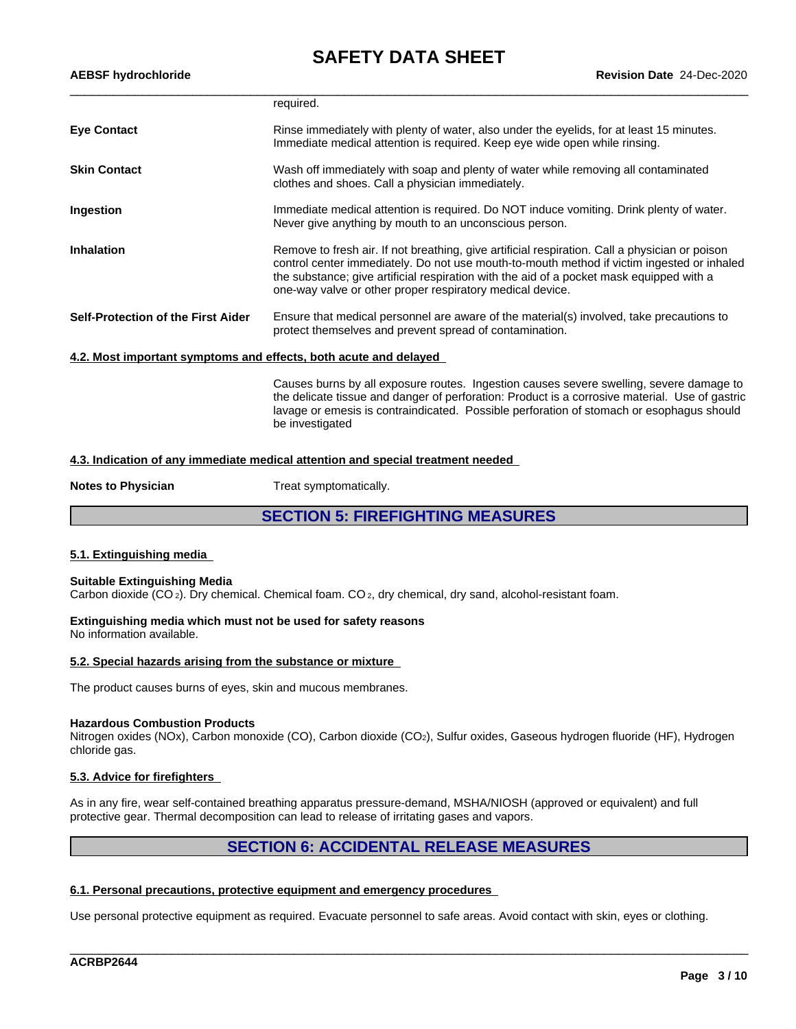required.

| | |
|---|---|
| **Eye Contact** | Rinse immediately with plenty of water, also under the eyelids, for at least 15 minutes. Immediate medical attention is required. Keep eye wide open while rinsing. |
| **Skin Contact** | Wash off immediately with soap and plenty of water while removing all contaminated clothes and shoes. Call a physician immediately. |
| **Ingestion** | Immediate medical attention is required. Do NOT induce vomiting. Drink plenty of water. Never give anything by mouth to an unconscious person. |
| **Inhalation** | Remove to fresh air. If not breathing, give artificial respiration. Call a physician or poison control center immediately. Do not use mouth-to-mouth method if victim ingested or inhaled the substance; give artificial respiration with the aid of a pocket mask equipped with a one-way valve or other proper respiratory medical device. |
| **Self-Protection of the First Aider** | Ensure that medical personnel are aware of the material(s) involved, take precautions to protect themselves and prevent spread of contamination. |

### 4.2. Most important symptoms and effects, both acute and delayed

Causes burns by all exposure routes. Ingestion causes severe swelling, severe damage to the delicate tissue and danger of perforation: Product is a corrosive material. Use of gastric lavage or emesis is contraindicated. Possible perforation of stomach or esophagus should be investigated

### 4.3. Indication of any immediate medical attention and special treatment needed

**Notes to Physician** Treat symptomatically.

## SECTION 5: FIREFIGHTING MEASURES

### 5.1. Extinguishing media

**Suitable Extinguishing Media**
Carbon dioxide ($CO_2$). Dry chemical. Chemical foam. $CO_2$, dry chemical, dry sand, alcohol-resistant foam.

**Extinguishing media which must not be used for safety reasons**
No information available.

### 5.2. Special hazards arising from the substance or mixture

The product causes burns of eyes, skin and mucous membranes.

**Hazardous Combustion Products**
Nitrogen oxides (NOx), Carbon monoxide (CO), Carbon dioxide ($CO_2$), Sulfur oxides, Gaseous hydrogen fluoride (HF), Hydrogen chloride gas.

### 5.3. Advice for firefighters

As in any fire, wear self-contained breathing apparatus pressure-demand, MSHA/NIOSH (approved or equivalent) and full protective gear. Thermal decomposition can lead to release of irritating gases and vapors.

## SECTION 6: ACCIDENTAL RELEASE MEASURES

### 6.1. Personal precautions, protective equipment and emergency procedures

Use personal protective equipment as required. Evacuate personnel to safe areas. Avoid contact with skin, eyes or clothing.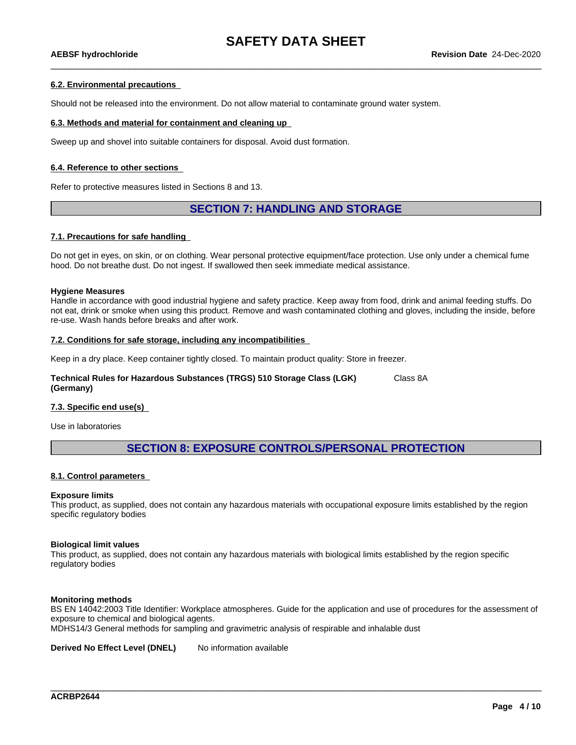### 6.2. Environmental precautions

Should not be released into the environment. Do not allow material to contaminate ground water system.

### 6.3. Methods and material for containment and cleaning up

Sweep up and shovel into suitable containers for disposal. Avoid dust formation.

### 6.4. Reference to other sections

Refer to protective measures listed in Sections 8 and 13.

## SECTION 7: HANDLING AND STORAGE

### 7.1. Precautions for safe handling

Do not get in eyes, on skin, or on clothing. Wear personal protective equipment/face protection. Use only under a chemical fume hood. Do not breathe dust. Do not ingest. If swallowed then seek immediate medical assistance.

**Hygiene Measures**
Handle in accordance with good industrial hygiene and safety practice. Keep away from food, drink and animal feeding stuffs. Do not eat, drink or smoke when using this product. Remove and wash contaminated clothing and gloves, including the inside, before re-use. Wash hands before breaks and after work.

### 7.2. Conditions for safe storage, including any incompatibilities

Keep in a dry place. Keep container tightly closed. To maintain product quality: Store in freezer.

**Technical Rules for Hazardous Substances (TRGS) 510 Storage Class (LGK) (Germany)** Class 8A

### 7.3. Specific end use(s)

Use in laboratories

## SECTION 8: EXPOSURE CONTROLS/PERSONAL PROTECTION

### 8.1. Control parameters

**Exposure limits**
This product, as supplied, does not contain any hazardous materials with occupational exposure limits established by the region specific regulatory bodies

**Biological limit values**
This product, as supplied, does not contain any hazardous materials with biological limits established by the region specific regulatory bodies

**Monitoring methods**
BS EN 14042:2003 Title Identifier: Workplace atmospheres. Guide for the application and use of procedures for the assessment of exposure to chemical and biological agents.
MDHS14/3 General methods for sampling and gravimetric analysis of respirable and inhalable dust

**Derived No Effect Level (DNEL)** No information available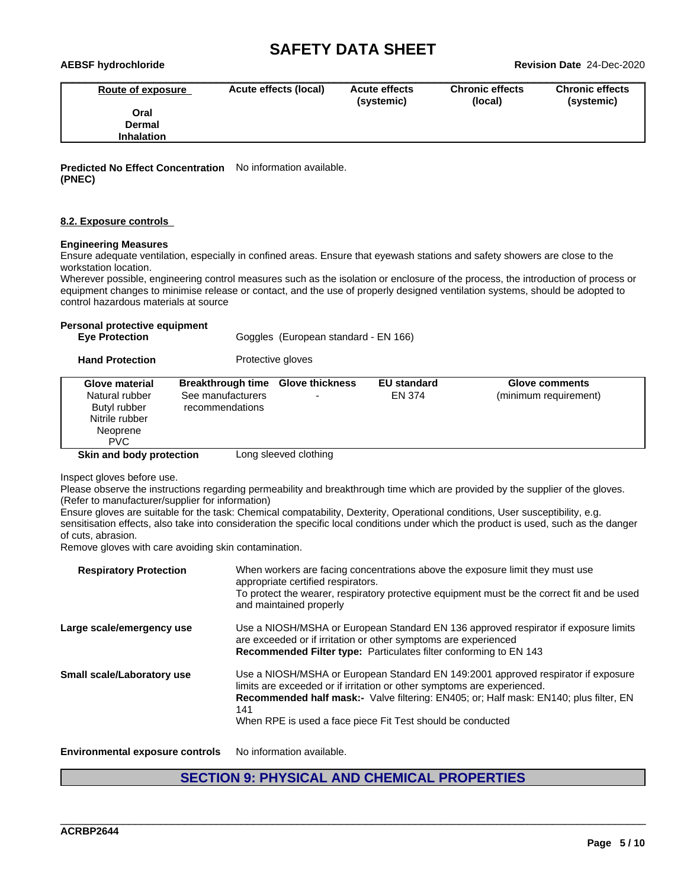| Route of exposure | Acute effects (local) | Acute effects (systemic) | Chronic effects (local) | Chronic effects (systemic) |
|---|---|---|---|---|
| Oral | | | | |
| Dermal | | | | |
| Inhalation | | | | |

**Predicted No Effect Concentration (PNEC)** No information available.

### 8.2. Exposure controls

**Engineering Measures**
Ensure adequate ventilation, especially in confined areas. Ensure that eyewash stations and safety showers are close to the workstation location.
Wherever possible, engineering control measures such as the isolation or enclosure of the process, the introduction of process or equipment changes to minimise release or contact, and the use of properly designed ventilation systems, should be adopted to control hazardous materials at source

**Personal protective equipment**

**Eye Protection** Goggles (European standard - EN 166)

**Hand Protection** Protective gloves

| Glove material | Breakthrough time | Glove thickness | EU standard | Glove comments |
|---|---|---|---|---|
| Natural rubber<br>Butyl rubber<br>Nitrile rubber<br>Neoprene<br>PVC | See manufacturers recommendations | - | EN 374 | (minimum requirement) |

**Skin and body protection** Long sleeved clothing

Inspect gloves before use.
Please observe the instructions regarding permeability and breakthrough time which are provided by the supplier of the gloves. (Refer to manufacturer/supplier for information)
Ensure gloves are suitable for the task: Chemical compatability, Dexterity, Operational conditions, User susceptibility, e.g. sensitisation effects, also take into consideration the specific local conditions under which the product is used, such as the danger of cuts, abrasion.
Remove gloves with care avoiding skin contamination.

**Respiratory Protection** When workers are facing concentrations above the exposure limit they must use appropriate certified respirators.
To protect the wearer, respiratory protective equipment must be the correct fit and be used and maintained properly

**Large scale/emergency use** Use a NIOSH/MSHA or European Standard EN 136 approved respirator if exposure limits are exceeded or if irritation or other symptoms are experienced
**Recommended Filter type:** Particulates filter conforming to EN 143

**Small scale/Laboratory use** Use a NIOSH/MSHA or European Standard EN 149:2001 approved respirator if exposure limits are exceeded or if irritation or other symptoms are experienced.
**Recommended half mask:-** Valve filtering: EN405; or; Half mask: EN140; plus filter, EN 141
When RPE is used a face piece Fit Test should be conducted

**Environmental exposure controls** No information available.

## SECTION 9: PHYSICAL AND CHEMICAL PROPERTIES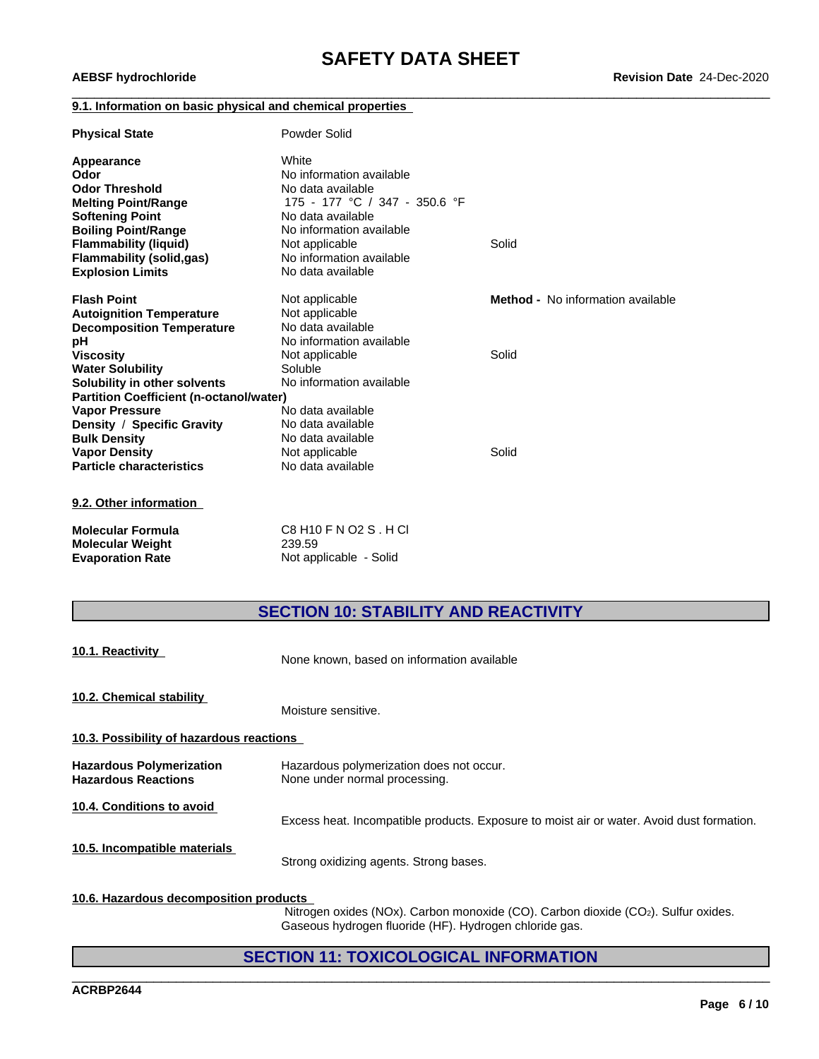### 9.1. Information on basic physical and chemical properties

| | | |
|---|---|---|
| **Physical State** | Powder Solid | |
| **Appearance** | White | |
| **Odor** | No information available | |
| **Odor Threshold** | No data available | |
| **Melting Point/Range** | 175 - 177 °C / 347 - 350.6 °F | |
| **Softening Point** | No data available | |
| **Boiling Point/Range** | No information available | |
| **Flammability (liquid)** | Not applicable | Solid |
| **Flammability (solid,gas)** | No information available | |
| **Explosion Limits** | No data available | |
| **Flash Point** | Not applicable | **Method -** No information available |
| **Autoignition Temperature** | Not applicable | |
| **Decomposition Temperature** | No data available | |
| **pH** | No information available | |
| **Viscosity** | Not applicable | Solid |
| **Water Solubility** | Soluble | |
| **Solubility in other solvents** | No information available | |
| **Partition Coefficient (n-octanol/water)** | | |
| **Vapor Pressure** | No data available | |
| **Density / Specific Gravity** | No data available | |
| **Bulk Density** | No data available | |
| **Vapor Density** | Not applicable | Solid |
| **Particle characteristics** | No data available | |

### 9.2. Other information

| | |
|---|---|
| **Molecular Formula** | C8 H10 F N O2 S . H Cl |
| **Molecular Weight** | 239.59 |
| **Evaporation Rate** | Not applicable - Solid |

## SECTION 10: STABILITY AND REACTIVITY

### 10.1. Reactivity

None known, based on information available

### 10.2. Chemical stability

Moisture sensitive.

### 10.3. Possibility of hazardous reactions

| | |
|---|---|
| **Hazardous Polymerization** | Hazardous polymerization does not occur. |
| **Hazardous Reactions** | None under normal processing. |

### 10.4. Conditions to avoid

Excess heat. Incompatible products. Exposure to moist air or water. Avoid dust formation.

### 10.5. Incompatible materials

Strong oxidizing agents. Strong bases.

### 10.6. Hazardous decomposition products

Nitrogen oxides (NOx). Carbon monoxide (CO). Carbon dioxide ($CO_2$). Sulfur oxides. Gaseous hydrogen fluoride (HF). Hydrogen chloride gas.

## SECTION 11: TOXICOLOGICAL INFORMATION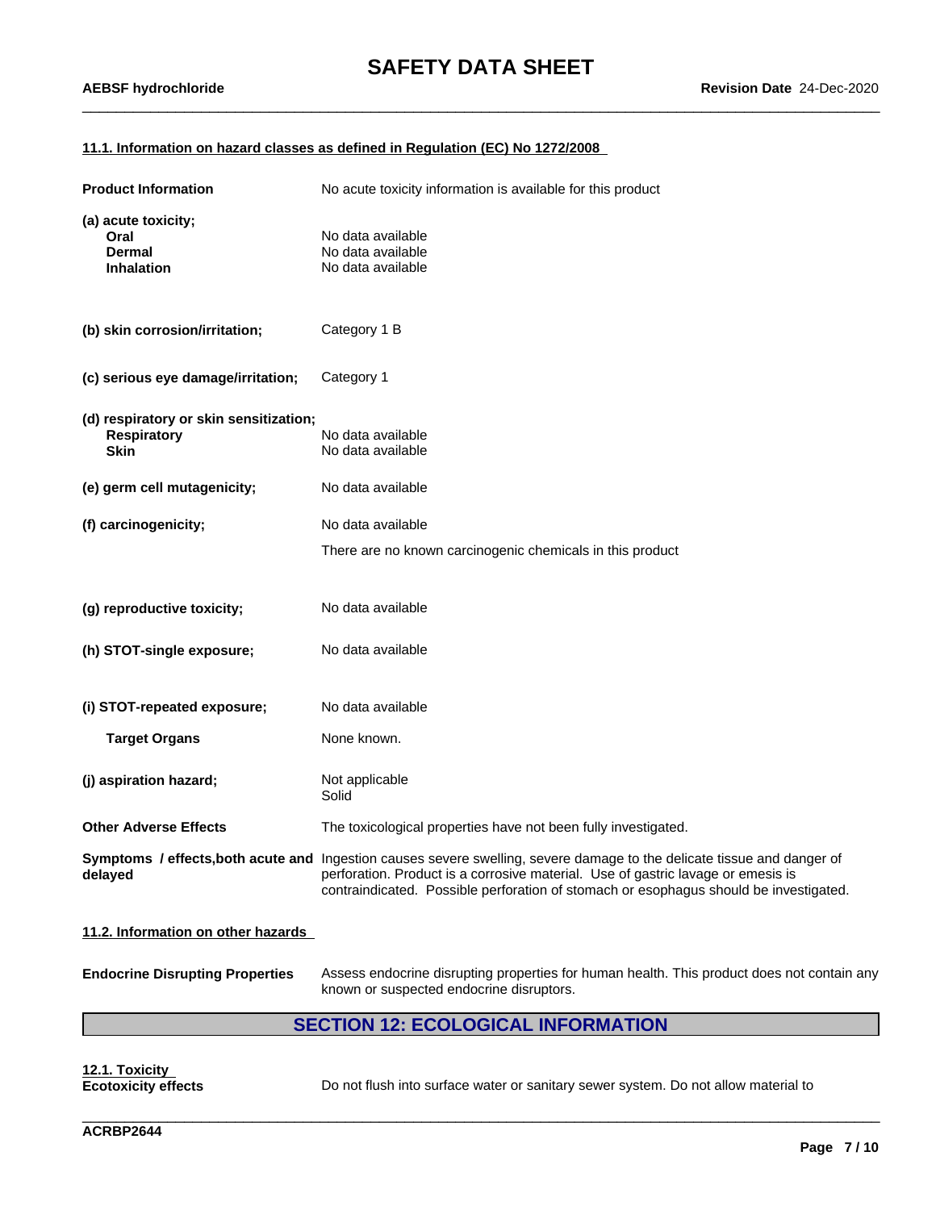#### 11.1. Information on hazard classes as defined in Regulation (EC) No 1272/2008

| | |
|---|---|
| **Product Information** | No acute toxicity information is available for this product |
| **(a) acute toxicity;** | |
| **Oral** | No data available |
| **Dermal** | No data available |
| **Inhalation** | No data available |
| **(b) skin corrosion/irritation;** | Category 1 B |
| **(c) serious eye damage/irritation;** | Category 1 |
| **(d) respiratory or skin sensitization;** | |
| **Respiratory** | No data available |
| **Skin** | No data available |
| **(e) germ cell mutagenicity;** | No data available |
| **(f) carcinogenicity;** | No data available<br>There are no known carcinogenic chemicals in this product |
| **(g) reproductive toxicity;** | No data available |
| **(h) STOT-single exposure;** | No data available |
| **(i) STOT-repeated exposure;** | No data available |
| **Target Organs** | None known. |
| **(j) aspiration hazard;** | Not applicable<br>Solid |
| **Other Adverse Effects** | The toxicological properties have not been fully investigated. |
| **Symptoms / effects,both acute and delayed** | Ingestion causes severe swelling, severe damage to the delicate tissue and danger of perforation. Product is a corrosive material. Use of gastric lavage or emesis is contraindicated. Possible perforation of stomach or esophagus should be investigated. |

#### 11.2. Information on other hazards

**Endocrine Disrupting Properties** Assess endocrine disrupting properties for human health. This product does not contain any known or suspected endocrine disruptors.

## SECTION 12: ECOLOGICAL INFORMATION

#### 12.1. Toxicity

**Ecotoxicity effects** Do not flush into surface water or sanitary sewer system. Do not allow material to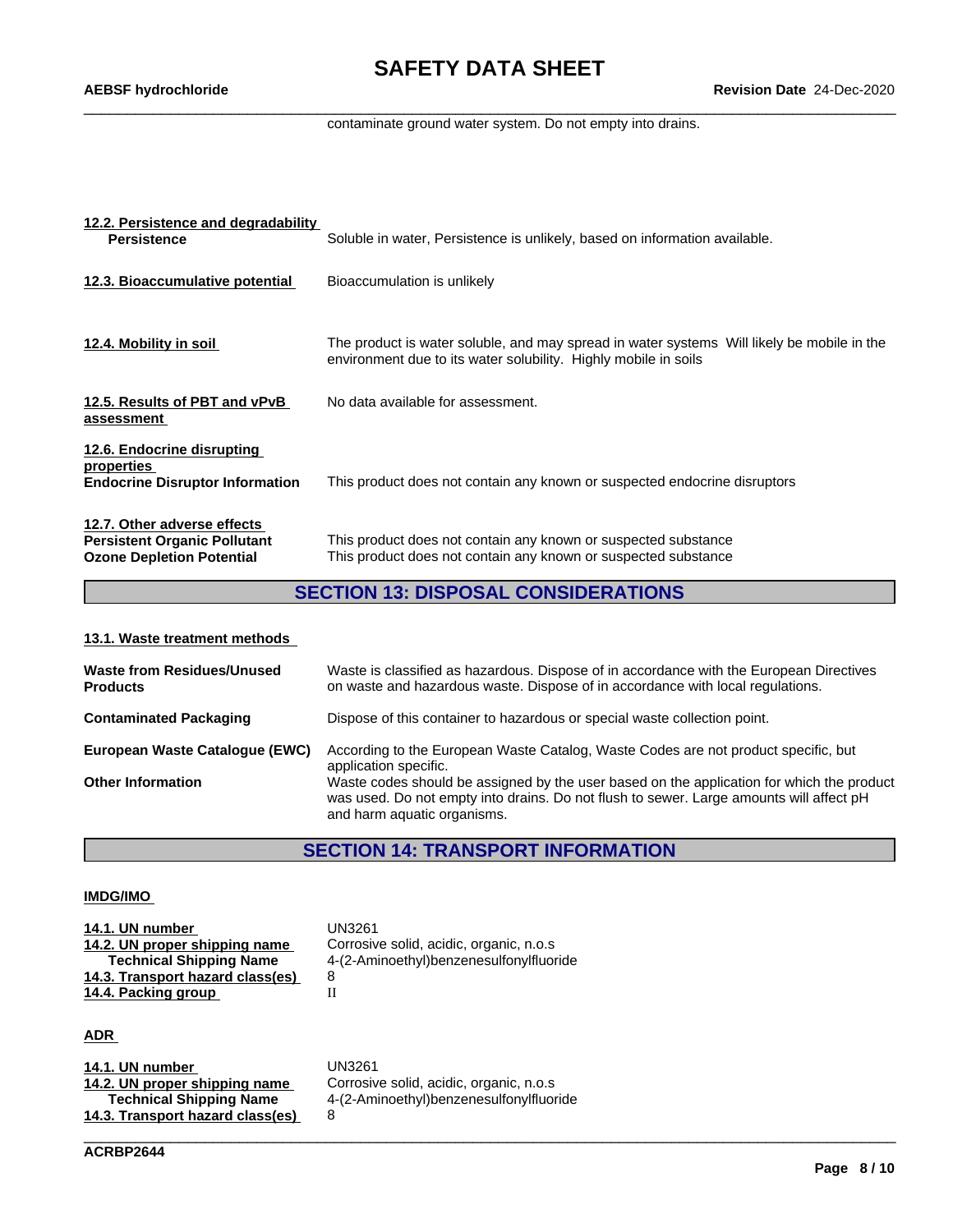contaminate ground water system. Do not empty into drains.

**12.2. Persistence and degradability**

| | |
|---|---|
| **Persistence** | Soluble in water, Persistence is unlikely, based on information available. |

| | |
|---|---|
| **12.3. Bioaccumulative potential** | Bioaccumulation is unlikely |
| **12.4. Mobility in soil** | The product is water soluble, and may spread in water systems Will likely be mobile in the environment due to its water solubility. Highly mobile in soils |
| **12.5. Results of PBT and vPvB assessment** | No data available for assessment. |

**12.6. Endocrine disrupting properties**

| | |
|---|---|
| **Endocrine Disruptor Information** | This product does not contain any known or suspected endocrine disruptors |

**12.7. Other adverse effects**

| | |
|---|---|
| **Persistent Organic Pollutant** | This product does not contain any known or suspected substance |
| **Ozone Depletion Potential** | This product does not contain any known or suspected substance |

## SECTION 13: DISPOSAL CONSIDERATIONS

**13.1. Waste treatment methods**

| | |
|---|---|
| **Waste from Residues/Unused Products** | Waste is classified as hazardous. Dispose of in accordance with the European Directives on waste and hazardous waste. Dispose of in accordance with local regulations. |
| **Contaminated Packaging** | Dispose of this container to hazardous or special waste collection point. |
| **European Waste Catalogue (EWC)** | According to the European Waste Catalog, Waste Codes are not product specific, but application specific. |
| **Other Information** | Waste codes should be assigned by the user based on the application for which the product was used. Do not empty into drains. Do not flush to sewer. Large amounts will affect pH and harm aquatic organisms. |

## SECTION 14: TRANSPORT INFORMATION

**IMDG/IMO**

| | |
|---|---|
| **14.1. UN number** | UN3261 |
| **14.2. UN proper shipping name** | Corrosive solid, acidic, organic, n.o.s |
| **Technical Shipping Name** | 4-(2-Aminoethyl)benzenesulfonylfluoride |
| **14.3. Transport hazard class(es)** | 8 |
| **14.4. Packing group** | II |

**ADR**

| | |
|---|---|
| **14.1. UN number** | UN3261 |
| **14.2. UN proper shipping name** | Corrosive solid, acidic, organic, n.o.s |
| **Technical Shipping Name** | 4-(2-Aminoethyl)benzenesulfonylfluoride |
| **14.3. Transport hazard class(es)** | 8 |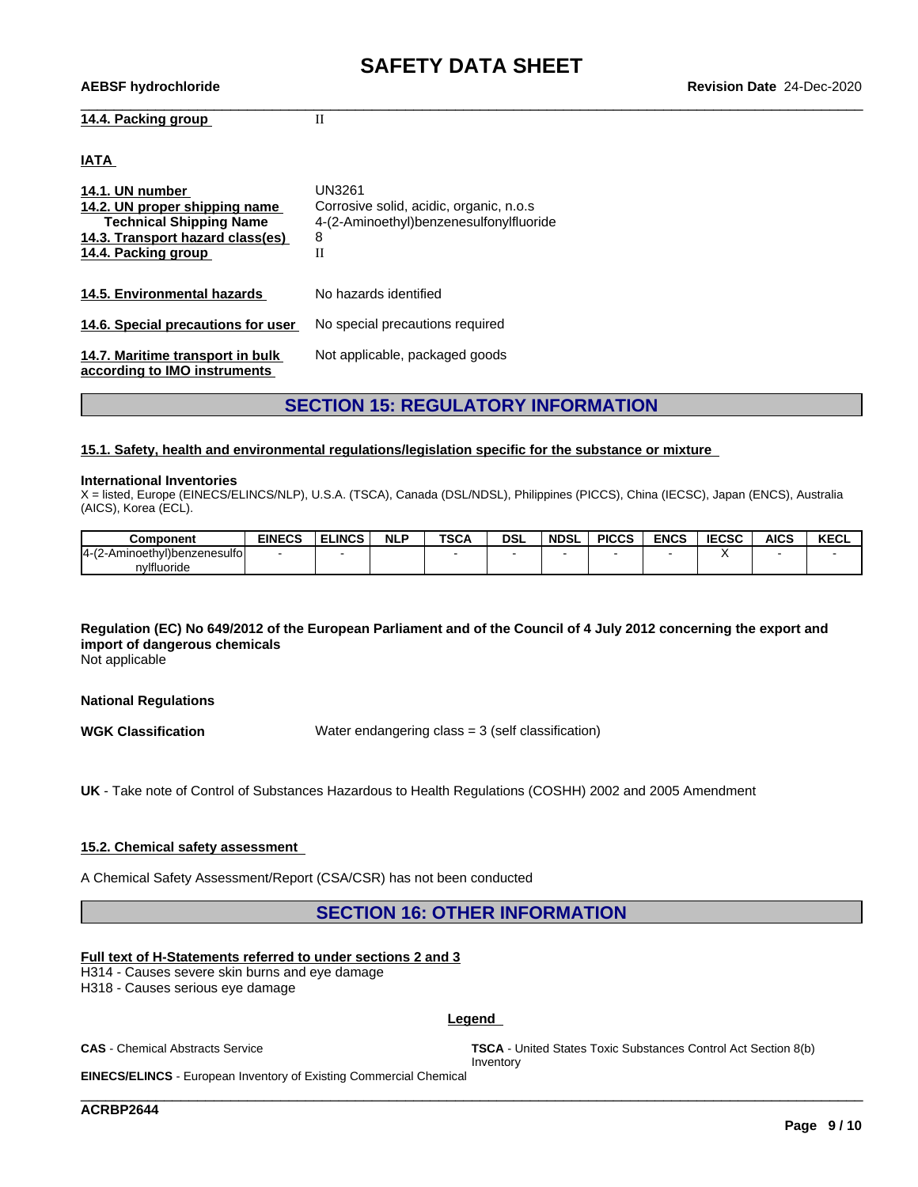**14.4. Packing group** II

**IATA**

**14.1. UN number** UN3261
**14.2. UN proper shipping name** Corrosive solid, acidic, organic, n.o.s
**Technical Shipping Name** 4-(2-Aminoethyl)benzenesulfonylfluoride
**14.3. Transport hazard class(es)** 8
**14.4. Packing group** II

**14.5. Environmental hazards** No hazards identified

**14.6. Special precautions for user** No special precautions required

**14.7. Maritime transport in bulk according to IMO instruments** Not applicable, packaged goods

## SECTION 15: REGULATORY INFORMATION

### 15.1. Safety, health and environmental regulations/legislation specific for the substance or mixture

**International Inventories**
X = listed, Europe (EINECS/ELINCS/NLP), U.S.A. (TSCA), Canada (DSL/NDSL), Philippines (PICCS), China (IECSC), Japan (ENCS), Australia (AICS), Korea (ECL).

| Component | EINECS | ELINCS | NLP | TSCA | DSL | NDSL | PICCS | ENCS | IECSC | AICS | KECL |
|---|---|---|---|---|---|---|---|---|---|---|---|
| 4-(2-Aminoethyl)benzenesulfonylfluoride | - | - | | - | - | - | - | - | X | - | - |

**Regulation (EC) No 649/2012 of the European Parliament and of the Council of 4 July 2012 concerning the export and import of dangerous chemicals**
Not applicable

**National Regulations**

**WGK Classification** Water endangering class = 3 (self classification)

**UK** - Take note of Control of Substances Hazardous to Health Regulations (COSHH) 2002 and 2005 Amendment

### 15.2. Chemical safety assessment

A Chemical Safety Assessment/Report (CSA/CSR) has not been conducted

## SECTION 16: OTHER INFORMATION

**Full text of H-Statements referred to under sections 2 and 3**
H314 - Causes severe skin burns and eye damage
H318 - Causes serious eye damage

**Legend**

**CAS** - Chemical Abstracts Service

**TSCA** - United States Toxic Substances Control Act Section 8(b) Inventory

**EINECS/ELINCS** - European Inventory of Existing Commercial Chemical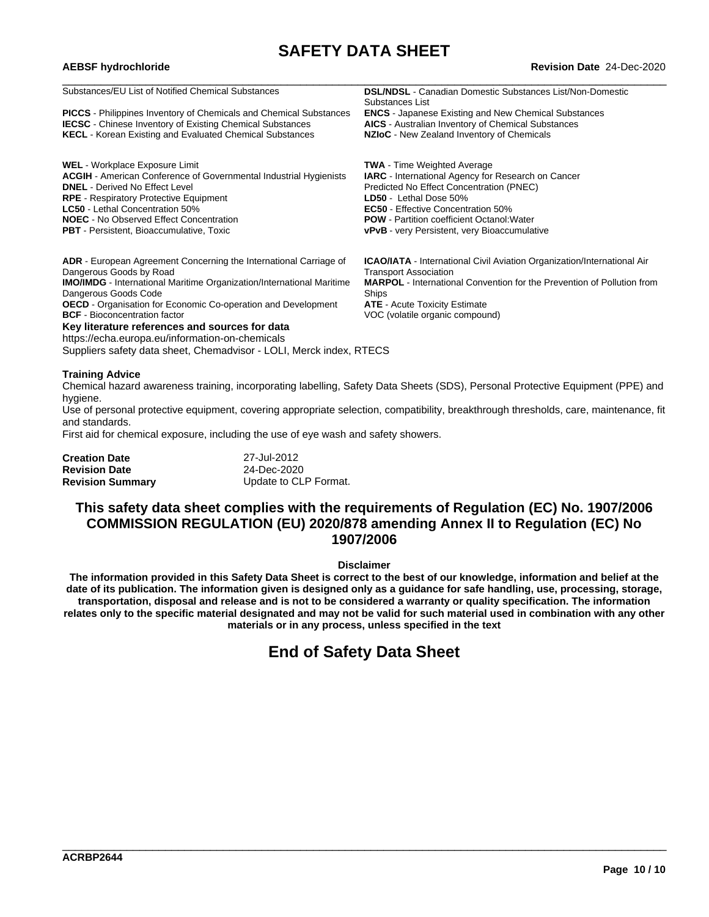Substances/EU List of Notified Chemical Substances

**DSL/NDSL** - Canadian Domestic Substances List/Non-Domestic Substances List

**PICCS** - Philippines Inventory of Chemicals and Chemical Substances

**ENCS** - Japanese Existing and New Chemical Substances

**IECSC** - Chinese Inventory of Existing Chemical Substances

**AICS** - Australian Inventory of Chemical Substances

**KECL** - Korean Existing and Evaluated Chemical Substances

**NZIoC** - New Zealand Inventory of Chemicals

**WEL** - Workplace Exposure Limit

**TWA** - Time Weighted Average

**ACGIH** - American Conference of Governmental Industrial Hygienists

**IARC** - International Agency for Research on Cancer

**DNEL** - Derived No Effect Level

Predicted No Effect Concentration (PNEC)

**RPE** - Respiratory Protective Equipment

**LD50** - Lethal Dose 50%

**LC50** - Lethal Concentration 50%

**EC50** - Effective Concentration 50%

**NOEC** - No Observed Effect Concentration

**POW** - Partition coefficient Octanol:Water

**PBT** - Persistent, Bioaccumulative, Toxic

**vPvB** - very Persistent, very Bioaccumulative

**ADR** - European Agreement Concerning the International Carriage of Dangerous Goods by Road

**ICAO/IATA** - International Civil Aviation Organization/International Air Transport Association

**IMO/IMDG** - International Maritime Organization/International Maritime Dangerous Goods Code

**MARPOL** - International Convention for the Prevention of Pollution from Ships

**OECD** - Organisation for Economic Co-operation and Development

**ATE** - Acute Toxicity Estimate

**BCF** - Bioconcentration factor

VOC (volatile organic compound)

**Key literature references and sources for data**

https://echa.europa.eu/information-on-chemicals

Suppliers safety data sheet, Chemadvisor - LOLI, Merck index, RTECS

**Training Advice**

Chemical hazard awareness training, incorporating labelling, Safety Data Sheets (SDS), Personal Protective Equipment (PPE) and hygiene.

Use of personal protective equipment, covering appropriate selection, compatibility, breakthrough thresholds, care, maintenance, fit and standards.

First aid for chemical exposure, including the use of eye wash and safety showers.

| | |
|---|---|
| **Creation Date** | 27-Jul-2012 |
| **Revision Date** | 24-Dec-2020 |
| **Revision Summary** | Update to CLP Format. |

## This safety data sheet complies with the requirements of Regulation (EC) No. 1907/2006 COMMISSION REGULATION (EU) 2020/878 amending Annex II to Regulation (EC) No 1907/2006

**Disclaimer**

**The information provided in this Safety Data Sheet is correct to the best of our knowledge, information and belief at the date of its publication. The information given is designed only as a guidance for safe handling, use, processing, storage, transportation, disposal and release and is not to be considered a warranty or quality specification. The information relates only to the specific material designated and may not be valid for such material used in combination with any other materials or in any process, unless specified in the text**

# End of Safety Data Sheet